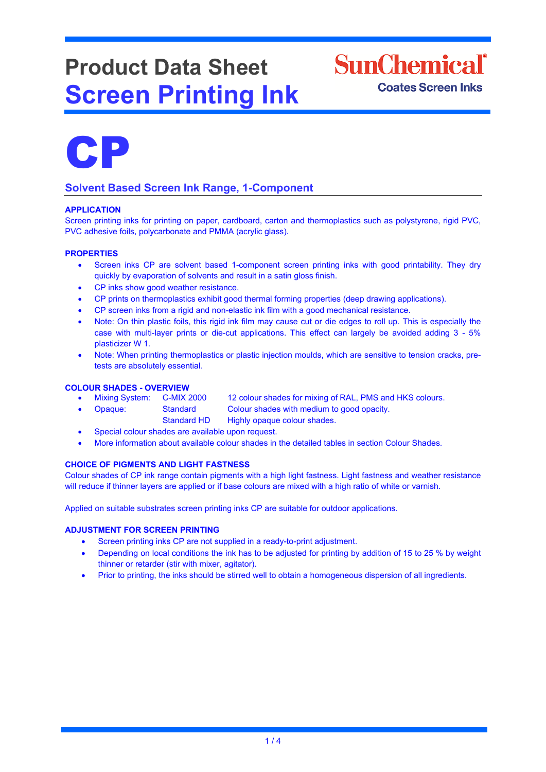# Product Data Sheet
# Screen Printing Ink

SunChemical
Coates Screen Inks

# CP

## Solvent Based Screen Ink Range, 1-Component

### APPLICATION

Screen printing inks for printing on paper, cardboard, carton and thermoplastics such as polystyrene, rigid PVC, PVC adhesive foils, polycarbonate and PMMA (acrylic glass).

### PROPERTIES

- Screen inks CP are solvent based 1-component screen printing inks with good printability. They dry quickly by evaporation of solvents and result in a satin gloss finish.
- CP inks show good weather resistance.
- CP prints on thermoplastics exhibit good thermal forming properties (deep drawing applications).
- CP screen inks from a rigid and non-elastic ink film with a good mechanical resistance.
- Note: On thin plastic foils, this rigid ink film may cause cut or die edges to roll up. This is especially the case with multi-layer prints or die-cut applications. This effect can largely be avoided adding 3 - 5% plasticizer W 1.
- Note: When printing thermoplastics or plastic injection moulds, which are sensitive to tension cracks, pre-tests are absolutely essential.

### COLOUR SHADES - OVERVIEW

- Mixing System: C-MIX 2000 — 12 colour shades for mixing of RAL, PMS and HKS colours.
- Opaque: Standard — Colour shades with medium to good opacity.
  Standard HD — Highly opaque colour shades.
- Special colour shades are available upon request.
- More information about available colour shades in the detailed tables in section Colour Shades.

### CHOICE OF PIGMENTS AND LIGHT FASTNESS

Colour shades of CP ink range contain pigments with a high light fastness. Light fastness and weather resistance will reduce if thinner layers are applied or if base colours are mixed with a high ratio of white or varnish.

Applied on suitable substrates screen printing inks CP are suitable for outdoor applications.

### ADJUSTMENT FOR SCREEN PRINTING

- Screen printing inks CP are not supplied in a ready-to-print adjustment.
- Depending on local conditions the ink has to be adjusted for printing by addition of 15 to 25 % by weight thinner or retarder (stir with mixer, agitator).
- Prior to printing, the inks should be stirred well to obtain a homogeneous dispersion of all ingredients.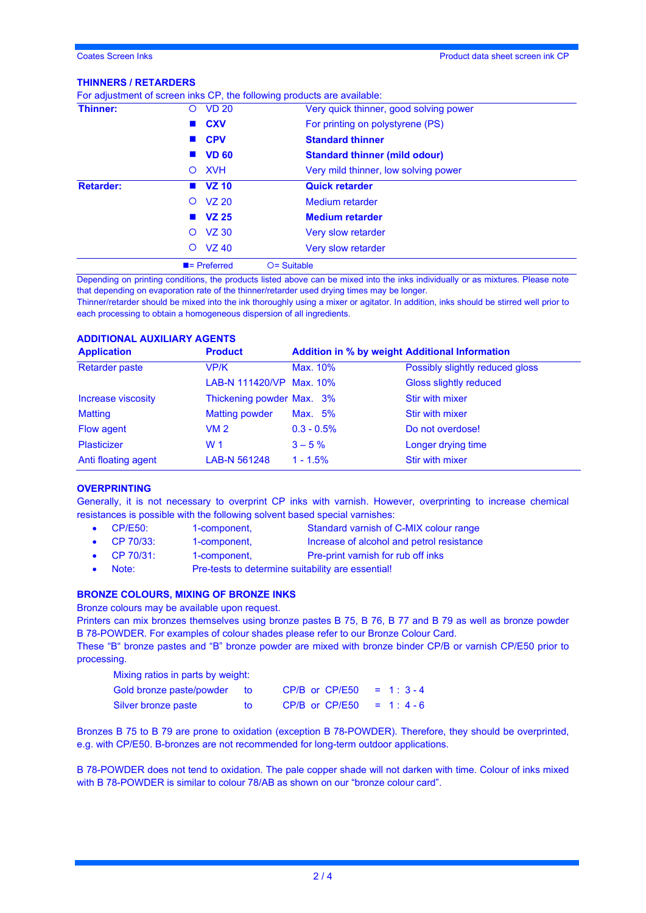## THINNERS / RETARDERS

For adjustment of screen inks CP, the following products are available:

| | | | |
|---|---|---|---|
| **Thinner:** | ○ | VD 20 | Very quick thinner, good solving power |
| | ■ | **CXV** | For printing on polystyrene (PS) |
| | ■ | **CPV** | **Standard thinner** |
| | ■ | **VD 60** | **Standard thinner (mild odour)** |
| | ○ | XVH | Very mild thinner, low solving power |
| **Retarder:** | ■ | **VZ 10** | **Quick retarder** |
| | ○ | VZ 20 | Medium retarder |
| | ■ | **VZ 25** | **Medium retarder** |
| | ○ | VZ 30 | Very slow retarder |
| | ○ | VZ 40 | Very slow retarder |

■= Preferred ○= Suitable

Depending on printing conditions, the products listed above can be mixed into the inks individually or as mixtures. Please note that depending on evaporation rate of the thinner/retarder used drying times may be longer.
Thinner/retarder should be mixed into the ink thoroughly using a mixer or agitator. In addition, inks should be stirred well prior to each processing to obtain a homogeneous dispersion of all ingredients.

## ADDITIONAL AUXILIARY AGENTS

| Application | Product | Addition in % by weight | Additional Information |
|---|---|---|---|
| Retarder paste | VP/K | Max. 10% | Possibly slightly reduced gloss |
| | LAB-N 111420/VP | Max. 10% | Gloss slightly reduced |
| Increase viscosity | Thickening powder | Max. 3% | Stir with mixer |
| Matting | Matting powder | Max. 5% | Stir with mixer |
| Flow agent | VM 2 | 0.3 - 0.5% | Do not overdose! |
| Plasticizer | W 1 | 3 – 5 % | Longer drying time |
| Anti floating agent | LAB-N 561248 | 1 - 1.5% | Stir with mixer |

## OVERPRINTING

Generally, it is not necessary to overprint CP inks with varnish. However, overprinting to increase chemical resistances is possible with the following solvent based special varnishes:

- CP/E50: 1-component, Standard varnish of C-MIX colour range
- CP 70/33: 1-component, Increase of alcohol and petrol resistance
- CP 70/31: 1-component, Pre-print varnish for rub off inks
- Note: Pre-tests to determine suitability are essential!

## BRONZE COLOURS, MIXING OF BRONZE INKS

Bronze colours may be available upon request.
Printers can mix bronzes themselves using bronze pastes B 75, B 76, B 77 and B 79 as well as bronze powder B 78-POWDER. For examples of colour shades please refer to our Bronze Colour Card.
These "B" bronze pastes and "B" bronze powder are mixed with bronze binder CP/B or varnish CP/E50 prior to processing.

Mixing ratios in parts by weight:

| | | | |
|---|---|---|---|
| Gold bronze paste/powder | to | CP/B or CP/E50 | = 1 : 3 - 4 |
| Silver bronze paste | to | CP/B or CP/E50 | = 1 : 4 - 6 |

Bronzes B 75 to B 79 are prone to oxidation (exception B 78-POWDER). Therefore, they should be overprinted, e.g. with CP/E50. B-bronzes are not recommended for long-term outdoor applications.

B 78-POWDER does not tend to oxidation. The pale copper shade will not darken with time. Colour of inks mixed with B 78-POWDER is similar to colour 78/AB as shown on our "bronze colour card".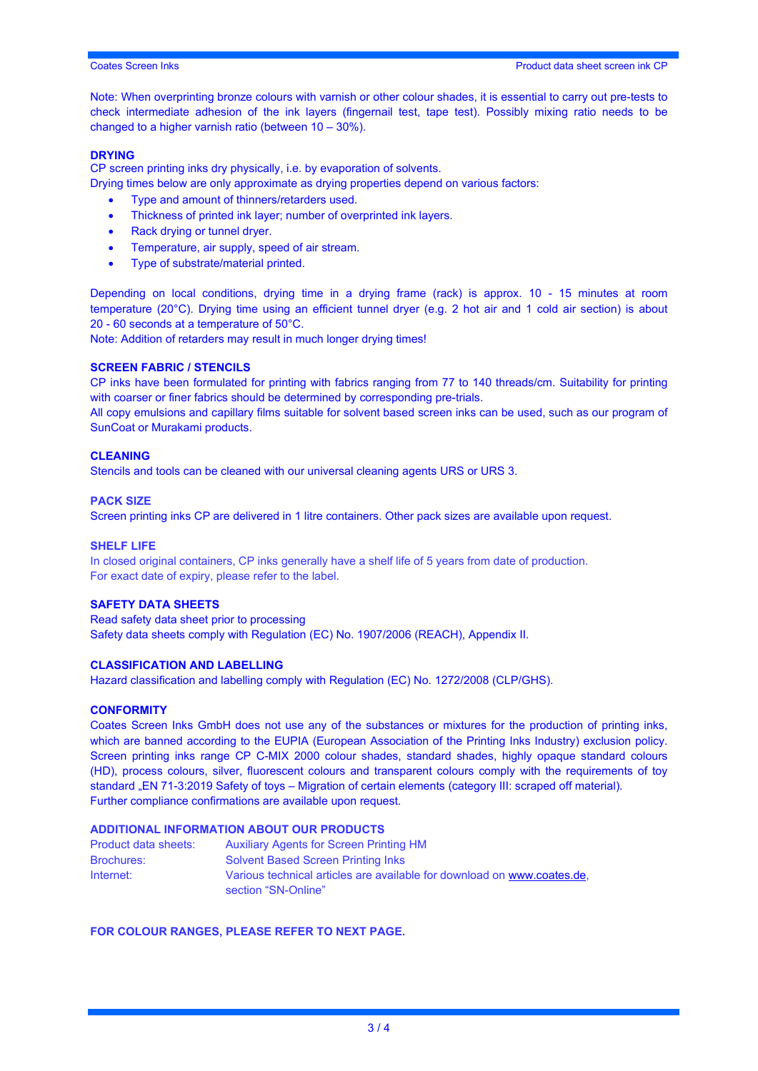Note: When overprinting bronze colours with varnish or other colour shades, it is essential to carry out pre-tests to check intermediate adhesion of the ink layers (fingernail test, tape test). Possibly mixing ratio needs to be changed to a higher varnish ratio (between 10 – 30%).

## DRYING

CP screen printing inks dry physically, i.e. by evaporation of solvents.
Drying times below are only approximate as drying properties depend on various factors:

- Type and amount of thinners/retarders used.
- Thickness of printed ink layer; number of overprinted ink layers.
- Rack drying or tunnel dryer.
- Temperature, air supply, speed of air stream.
- Type of substrate/material printed.

Depending on local conditions, drying time in a drying frame (rack) is approx. 10 - 15 minutes at room temperature (20°C). Drying time using an efficient tunnel dryer (e.g. 2 hot air and 1 cold air section) is about 20 - 60 seconds at a temperature of 50°C.
Note: Addition of retarders may result in much longer drying times!

## SCREEN FABRIC / STENCILS

CP inks have been formulated for printing with fabrics ranging from 77 to 140 threads/cm. Suitability for printing with coarser or finer fabrics should be determined by corresponding pre-trials.
All copy emulsions and capillary films suitable for solvent based screen inks can be used, such as our program of SunCoat or Murakami products.

## CLEANING

Stencils and tools can be cleaned with our universal cleaning agents URS or URS 3.

## PACK SIZE

Screen printing inks CP are delivered in 1 litre containers. Other pack sizes are available upon request.

## SHELF LIFE

In closed original containers, CP inks generally have a shelf life of 5 years from date of production.
For exact date of expiry, please refer to the label.

## SAFETY DATA SHEETS

Read safety data sheet prior to processing
Safety data sheets comply with Regulation (EC) No. 1907/2006 (REACH), Appendix II.

## CLASSIFICATION AND LABELLING

Hazard classification and labelling comply with Regulation (EC) No. 1272/2008 (CLP/GHS).

## CONFORMITY

Coates Screen Inks GmbH does not use any of the substances or mixtures for the production of printing inks, which are banned according to the EUPIA (European Association of the Printing Inks Industry) exclusion policy. Screen printing inks range CP C-MIX 2000 colour shades, standard shades, highly opaque standard colours (HD), process colours, silver, fluorescent colours and transparent colours comply with the requirements of toy standard „EN 71-3:2019 Safety of toys – Migration of certain elements (category III: scraped off material).
Further compliance confirmations are available upon request.

## ADDITIONAL INFORMATION ABOUT OUR PRODUCTS

| | |
|---|---|
| Product data sheets: | Auxiliary Agents for Screen Printing HM |
| Brochures: | Solvent Based Screen Printing Inks |
| Internet: | Various technical articles are available for download on www.coates.de, section "SN-Online" |

**FOR COLOUR RANGES, PLEASE REFER TO NEXT PAGE.**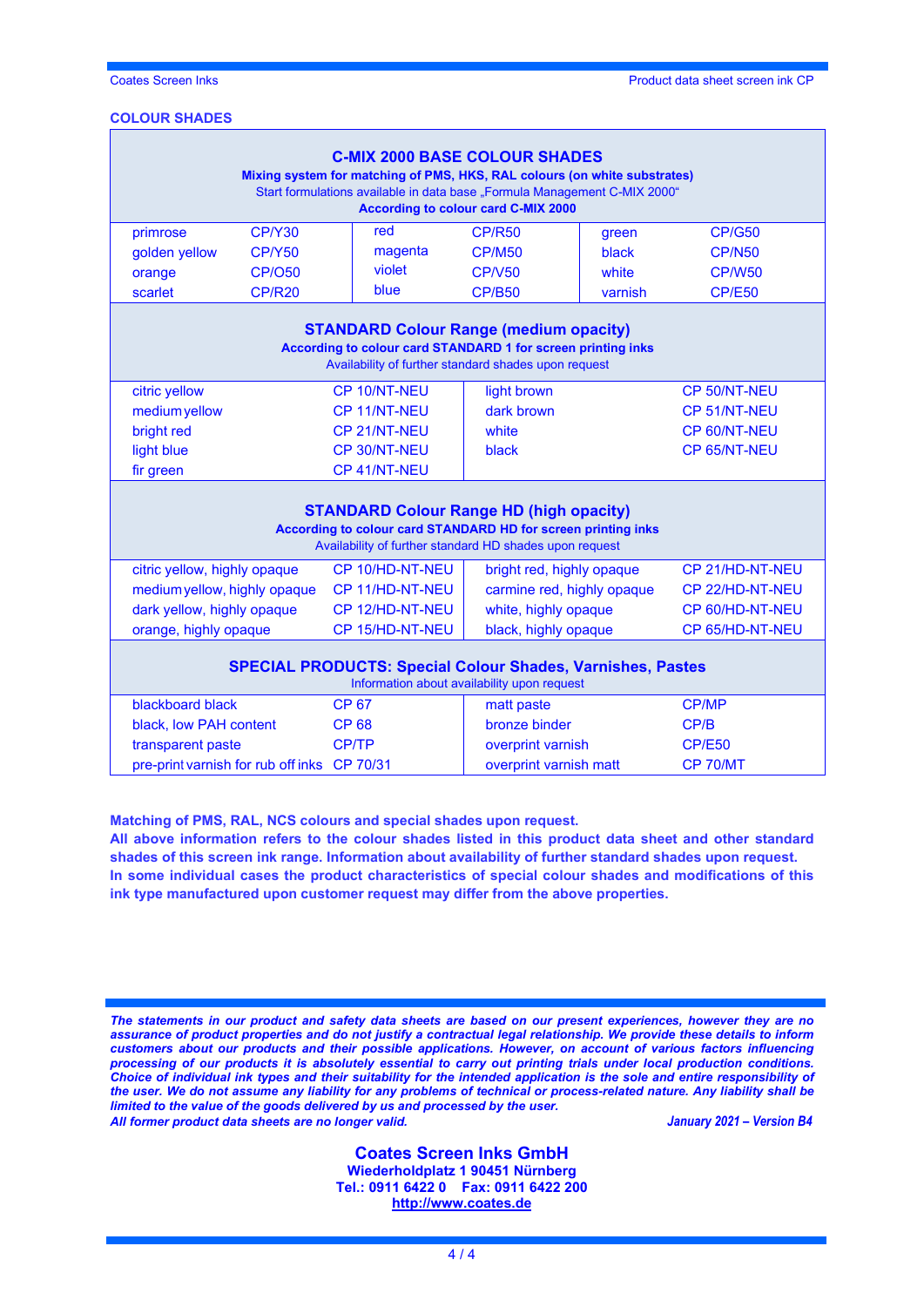## COLOUR SHADES

| | | | | | |
|---|---|---|---|---|---|
| **C-MIX 2000 BASE COLOUR SHADES**<br>**Mixing system for matching of PMS, HKS, RAL colours (on white substrates)**<br>Start formulations available in data base „Formula Management C-MIX 2000"<br>**According to colour card C-MIX 2000** | | | | | |
| primrose | CP/Y30 | red | CP/R50 | green | CP/G50 |
| golden yellow | CP/Y50 | magenta | CP/M50 | black | CP/N50 |
| orange | CP/O50 | violet | CP/V50 | white | CP/W50 |
| scarlet | CP/R20 | blue | CP/B50 | varnish | CP/E50 |

| | | | |
|---|---|---|---|
| **STANDARD Colour Range (medium opacity)**<br>**According to colour card STANDARD 1 for screen printing inks**<br>Availability of further standard shades upon request | | | |
| citric yellow | CP 10/NT-NEU | light brown | CP 50/NT-NEU |
| medium yellow | CP 11/NT-NEU | dark brown | CP 51/NT-NEU |
| bright red | CP 21/NT-NEU | white | CP 60/NT-NEU |
| light blue | CP 30/NT-NEU | black | CP 65/NT-NEU |
| fir green | CP 41/NT-NEU | | |

| | | | |
|---|---|---|---|
| **STANDARD Colour Range HD (high opacity)**<br>**According to colour card STANDARD HD for screen printing inks**<br>Availability of further standard HD shades upon request | | | |
| citric yellow, highly opaque | CP 10/HD-NT-NEU | bright red, highly opaque | CP 21/HD-NT-NEU |
| medium yellow, highly opaque | CP 11/HD-NT-NEU | carmine red, highly opaque | CP 22/HD-NT-NEU |
| dark yellow, highly opaque | CP 12/HD-NT-NEU | white, highly opaque | CP 60/HD-NT-NEU |
| orange, highly opaque | CP 15/HD-NT-NEU | black, highly opaque | CP 65/HD-NT-NEU |

| | | | |
|---|---|---|---|
| **SPECIAL PRODUCTS: Special Colour Shades, Varnishes, Pastes**<br>Information about availability upon request | | | |
| blackboard black | CP 67 | matt paste | CP/MP |
| black, low PAH content | CP 68 | bronze binder | CP/B |
| transparent paste | CP/TP | overprint varnish | CP/E50 |
| pre-print varnish for rub off inks | CP 70/31 | overprint varnish matt | CP 70/MT |

**Matching of PMS, RAL, NCS colours and special shades upon request.**
**All above information refers to the colour shades listed in this product data sheet and other standard shades of this screen ink range. Information about availability of further standard shades upon request.**
**In some individual cases the product characteristics of special colour shades and modifications of this ink type manufactured upon customer request may differ from the above properties.**

***The statements in our product and safety data sheets are based on our present experiences, however they are no assurance of product properties and do not justify a contractual legal relationship. We provide these details to inform customers about our products and their possible applications. However, on account of various factors influencing processing of our products it is absolutely essential to carry out printing trials under local production conditions. Choice of individual ink types and their suitability for the intended application is the sole and entire responsibility of the user. We do not assume any liability for any problems of technical or process-related nature. Any liability shall be limited to the value of the goods delivered by us and processed by the user.***
***All former product data sheets are no longer valid.*** ***January 2021 – Version B4***

**Coates Screen Inks GmbH**
**Wiederholdplatz 1 90451 Nürnberg**
**Tel.: 0911 6422 0 Fax: 0911 6422 200**
**http://www.coates.de**